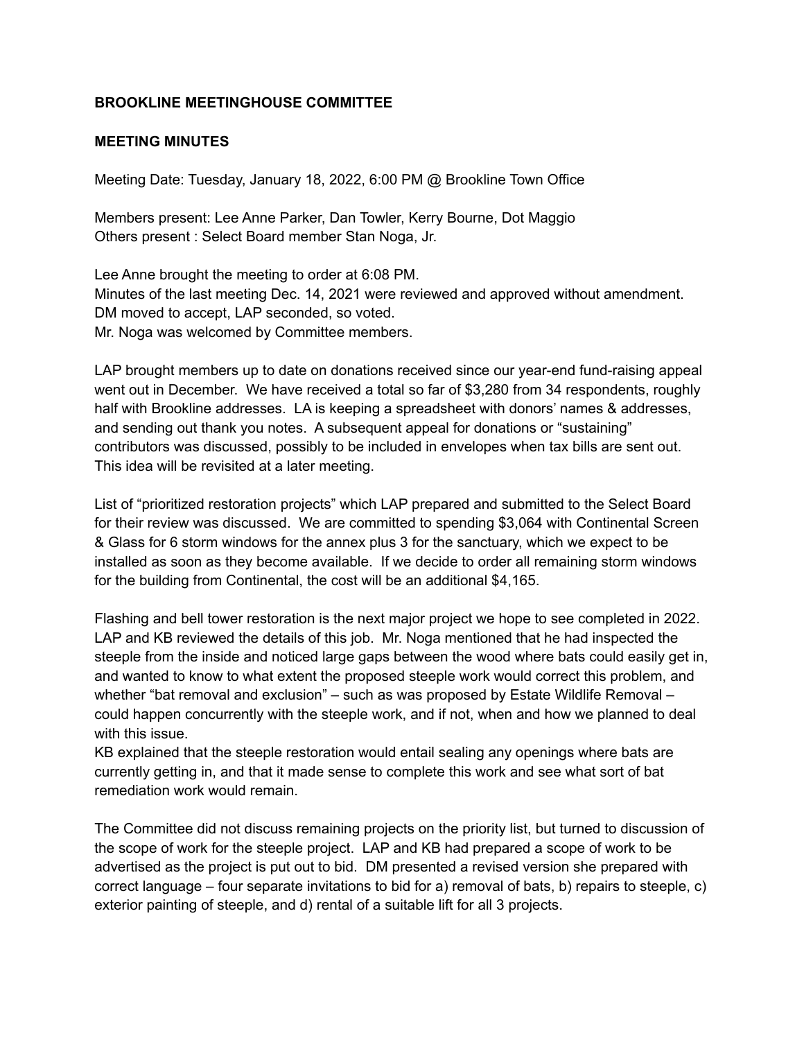**BROOKLINE MEETINGHOUSE COMMITTEE**

**MEETING MINUTES**

Meeting Date: Tuesday, January 18, 2022, 6:00 PM @ Brookline Town Office

Members present: Lee Anne Parker, Dan Towler, Kerry Bourne, Dot Maggio
Others present : Select Board member Stan Noga, Jr.

Lee Anne brought the meeting to order at 6:08 PM.
Minutes of the last meeting Dec. 14, 2021 were reviewed and approved without amendment.
DM moved to accept, LAP seconded, so voted.
Mr. Noga was welcomed by Committee members.

LAP brought members up to date on donations received since our year-end fund-raising appeal went out in December. We have received a total so far of $3,280 from 34 respondents, roughly half with Brookline addresses. LA is keeping a spreadsheet with donors' names & addresses, and sending out thank you notes. A subsequent appeal for donations or "sustaining" contributors was discussed, possibly to be included in envelopes when tax bills are sent out. This idea will be revisited at a later meeting.

List of "prioritized restoration projects" which LAP prepared and submitted to the Select Board for their review was discussed. We are committed to spending $3,064 with Continental Screen & Glass for 6 storm windows for the annex plus 3 for the sanctuary, which we expect to be installed as soon as they become available. If we decide to order all remaining storm windows for the building from Continental, the cost will be an additional $4,165.

Flashing and bell tower restoration is the next major project we hope to see completed in 2022. LAP and KB reviewed the details of this job. Mr. Noga mentioned that he had inspected the steeple from the inside and noticed large gaps between the wood where bats could easily get in, and wanted to know to what extent the proposed steeple work would correct this problem, and whether "bat removal and exclusion" – such as was proposed by Estate Wildlife Removal – could happen concurrently with the steeple work, and if not, when and how we planned to deal with this issue.
KB explained that the steeple restoration would entail sealing any openings where bats are currently getting in, and that it made sense to complete this work and see what sort of bat remediation work would remain.

The Committee did not discuss remaining projects on the priority list, but turned to discussion of the scope of work for the steeple project. LAP and KB had prepared a scope of work to be advertised as the project is put out to bid. DM presented a revised version she prepared with correct language – four separate invitations to bid for a) removal of bats, b) repairs to steeple, c) exterior painting of steeple, and d) rental of a suitable lift for all 3 projects.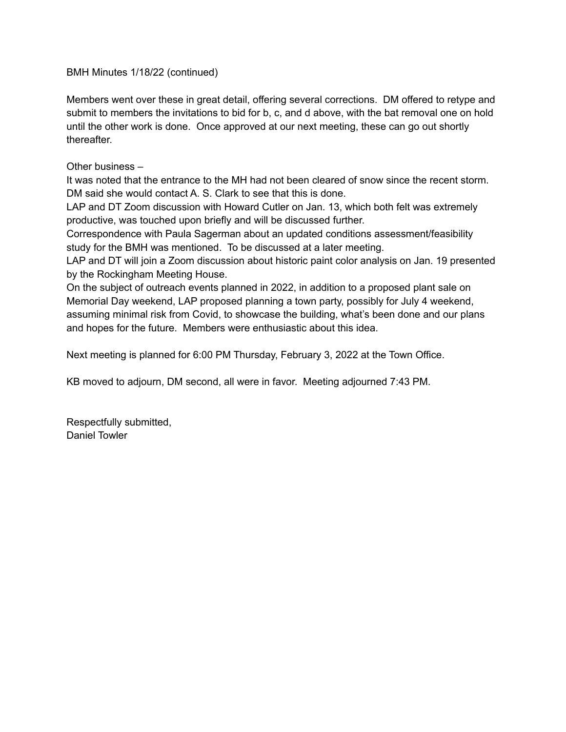BMH Minutes 1/18/22 (continued)

Members went over these in great detail, offering several corrections. DM offered to retype and submit to members the invitations to bid for b, c, and d above, with the bat removal one on hold until the other work is done. Once approved at our next meeting, these can go out shortly thereafter.

Other business –

It was noted that the entrance to the MH had not been cleared of snow since the recent storm. DM said she would contact A. S. Clark to see that this is done.

LAP and DT Zoom discussion with Howard Cutler on Jan. 13, which both felt was extremely productive, was touched upon briefly and will be discussed further.

Correspondence with Paula Sagerman about an updated conditions assessment/feasibility study for the BMH was mentioned. To be discussed at a later meeting.

LAP and DT will join a Zoom discussion about historic paint color analysis on Jan. 19 presented by the Rockingham Meeting House.

On the subject of outreach events planned in 2022, in addition to a proposed plant sale on Memorial Day weekend, LAP proposed planning a town party, possibly for July 4 weekend, assuming minimal risk from Covid, to showcase the building, what's been done and our plans and hopes for the future. Members were enthusiastic about this idea.

Next meeting is planned for 6:00 PM Thursday, February 3, 2022 at the Town Office.

KB moved to adjourn, DM second, all were in favor. Meeting adjourned 7:43 PM.

Respectfully submitted,  
Daniel Towler